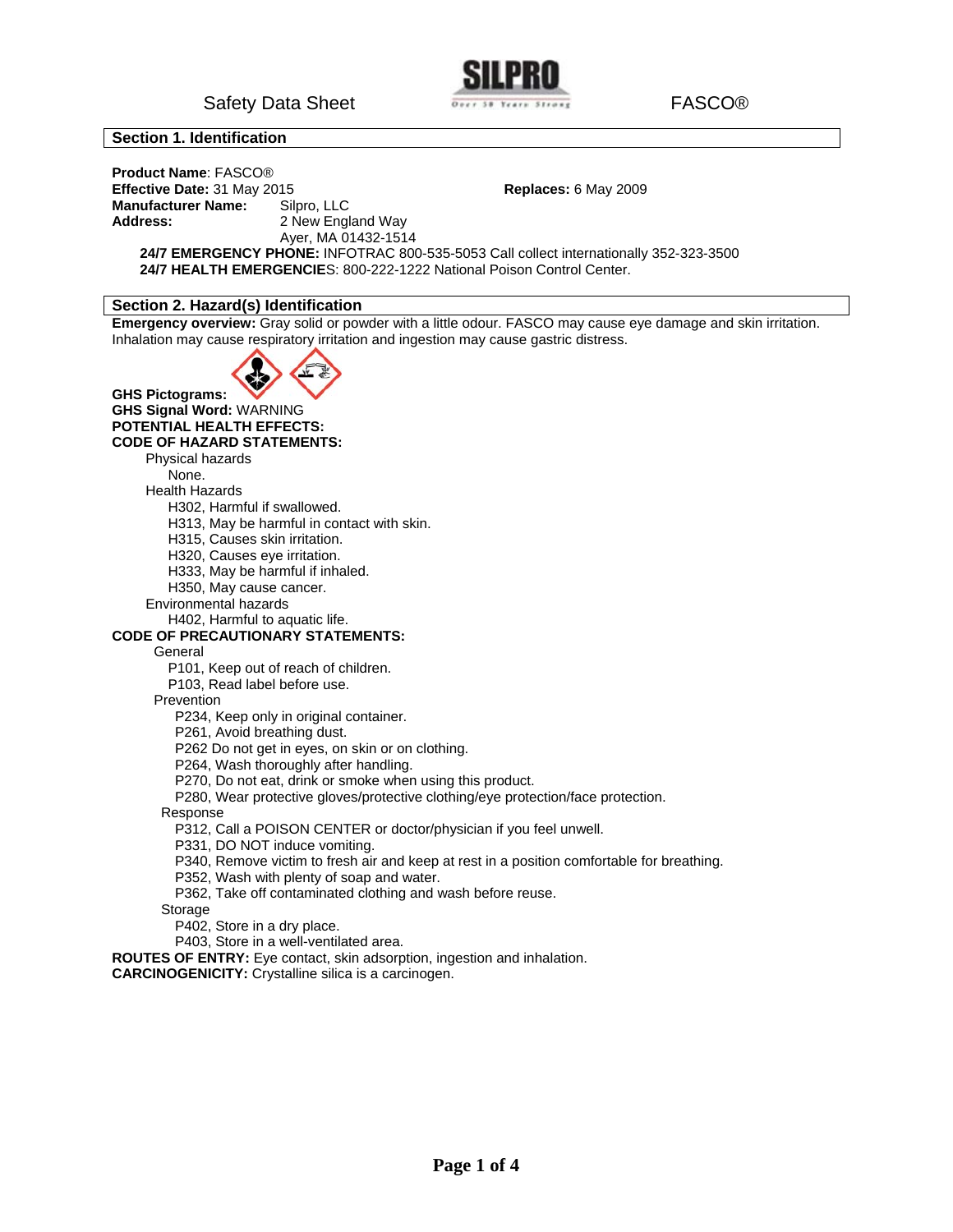## Section 1. Identification

**Product Name**: FASCO®
**Effective Date:** 31 May 2015 **Replaces:** 6 May 2009
**Manufacturer Name:** Silpro, LLC
**Address:** 2 New England Way
Ayer, MA 01432-1514

**24/7 EMERGENCY PHONE:** INFOTRAC 800-535-5053 Call collect internationally 352-323-3500
**24/7 HEALTH EMERGENCIES**: 800-222-1222 National Poison Control Center.

## Section 2. Hazard(s) Identification

**Emergency overview:** Gray solid or powder with a little odour. FASCO may cause eye damage and skin irritation. Inhalation may cause respiratory irritation and ingestion may cause gastric distress.

**GHS Pictograms:**
**GHS Signal Word:** WARNING
**POTENTIAL HEALTH EFFECTS:**
**CODE OF HAZARD STATEMENTS:**

Physical hazards
- None.

Health Hazards
- H302, Harmful if swallowed.
- H313, May be harmful in contact with skin.
- H315, Causes skin irritation.
- H320, Causes eye irritation.
- H333, May be harmful if inhaled.
- H350, May cause cancer.

Environmental hazards
- H402, Harmful to aquatic life.

**CODE OF PRECAUTIONARY STATEMENTS:**

General
- P101, Keep out of reach of children.
- P103, Read label before use.

Prevention
- P234, Keep only in original container.
- P261, Avoid breathing dust.
- P262 Do not get in eyes, on skin or on clothing.
- P264, Wash thoroughly after handling.
- P270, Do not eat, drink or smoke when using this product.
- P280, Wear protective gloves/protective clothing/eye protection/face protection.

Response
- P312, Call a POISON CENTER or doctor/physician if you feel unwell.
- P331, DO NOT induce vomiting.
- P340, Remove victim to fresh air and keep at rest in a position comfortable for breathing.
- P352, Wash with plenty of soap and water.
- P362, Take off contaminated clothing and wash before reuse.

Storage
- P402, Store in a dry place.
- P403, Store in a well-ventilated area.

**ROUTES OF ENTRY:** Eye contact, skin adsorption, ingestion and inhalation.
**CARCINOGENICITY:** Crystalline silica is a carcinogen.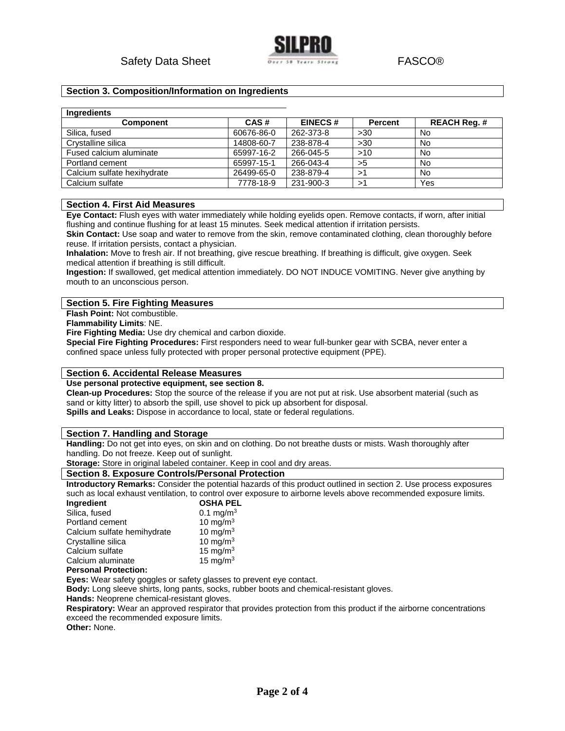## Section 3. Composition/Information on Ingredients

**Ingredients**

| Component | CAS # | EINECS # | Percent | REACH Reg. # |
|---|---|---|---|---|
| Silica, fused | 60676-86-0 | 262-373-8 | >30 | No |
| Crystalline silica | 14808-60-7 | 238-878-4 | >30 | No |
| Fused calcium aluminate | 65997-16-2 | 266-045-5 | >10 | No |
| Portland cement | 65997-15-1 | 266-043-4 | >5 | No |
| Calcium sulfate hexihydrate | 26499-65-0 | 238-879-4 | >1 | No |
| Calcium sulfate | 7778-18-9 | 231-900-3 | >1 | Yes |

## Section 4. First Aid Measures

**Eye Contact:** Flush eyes with water immediately while holding eyelids open. Remove contacts, if worn, after initial flushing and continue flushing for at least 15 minutes. Seek medical attention if irritation persists.
**Skin Contact:** Use soap and water to remove from the skin, remove contaminated clothing, clean thoroughly before reuse. If irritation persists, contact a physician.
**Inhalation:** Move to fresh air. If not breathing, give rescue breathing. If breathing is difficult, give oxygen. Seek medical attention if breathing is still difficult.
**Ingestion:** If swallowed, get medical attention immediately. DO NOT INDUCE VOMITING. Never give anything by mouth to an unconscious person.

## Section 5. Fire Fighting Measures

**Flash Point:** Not combustible.
**Flammability Limits**: NE.
**Fire Fighting Media:** Use dry chemical and carbon dioxide.
**Special Fire Fighting Procedures:** First responders need to wear full-bunker gear with SCBA, never enter a confined space unless fully protected with proper personal protective equipment (PPE).

## Section 6. Accidental Release Measures

**Use personal protective equipment, see section 8.**
**Clean-up Procedures:** Stop the source of the release if you are not put at risk. Use absorbent material (such as sand or kitty litter) to absorb the spill, use shovel to pick up absorbent for disposal.
**Spills and Leaks:** Dispose in accordance to local, state or federal regulations.

## Section 7. Handling and Storage

**Handling:** Do not get into eyes, on skin and on clothing. Do not breathe dusts or mists. Wash thoroughly after handling. Do not freeze. Keep out of sunlight.
**Storage:** Store in original labeled container. Keep in cool and dry areas.

## Section 8. Exposure Controls/Personal Protection

**Introductory Remarks:** Consider the potential hazards of this product outlined in section 2. Use process exposures such as local exhaust ventilation, to control over exposure to airborne levels above recommended exposure limits.

| Ingredient | OSHA PEL |
|---|---|
| Silica, fused | 0.1 mg/m$^3$ |
| Portland cement | 10 mg/m$^3$ |
| Calcium sulfate hemihydrate | 10 mg/m$^3$ |
| Crystalline silica | 10 mg/m$^3$ |
| Calcium sulfate | 15 mg/m$^3$ |
| Calcium aluminate | 15 mg/m$^3$ |

**Personal Protection:**
**Eyes:** Wear safety goggles or safety glasses to prevent eye contact.
**Body:** Long sleeve shirts, long pants, socks, rubber boots and chemical-resistant gloves.
**Hands:** Neoprene chemical-resistant gloves.
**Respiratory:** Wear an approved respirator that provides protection from this product if the airborne concentrations exceed the recommended exposure limits.
**Other:** None.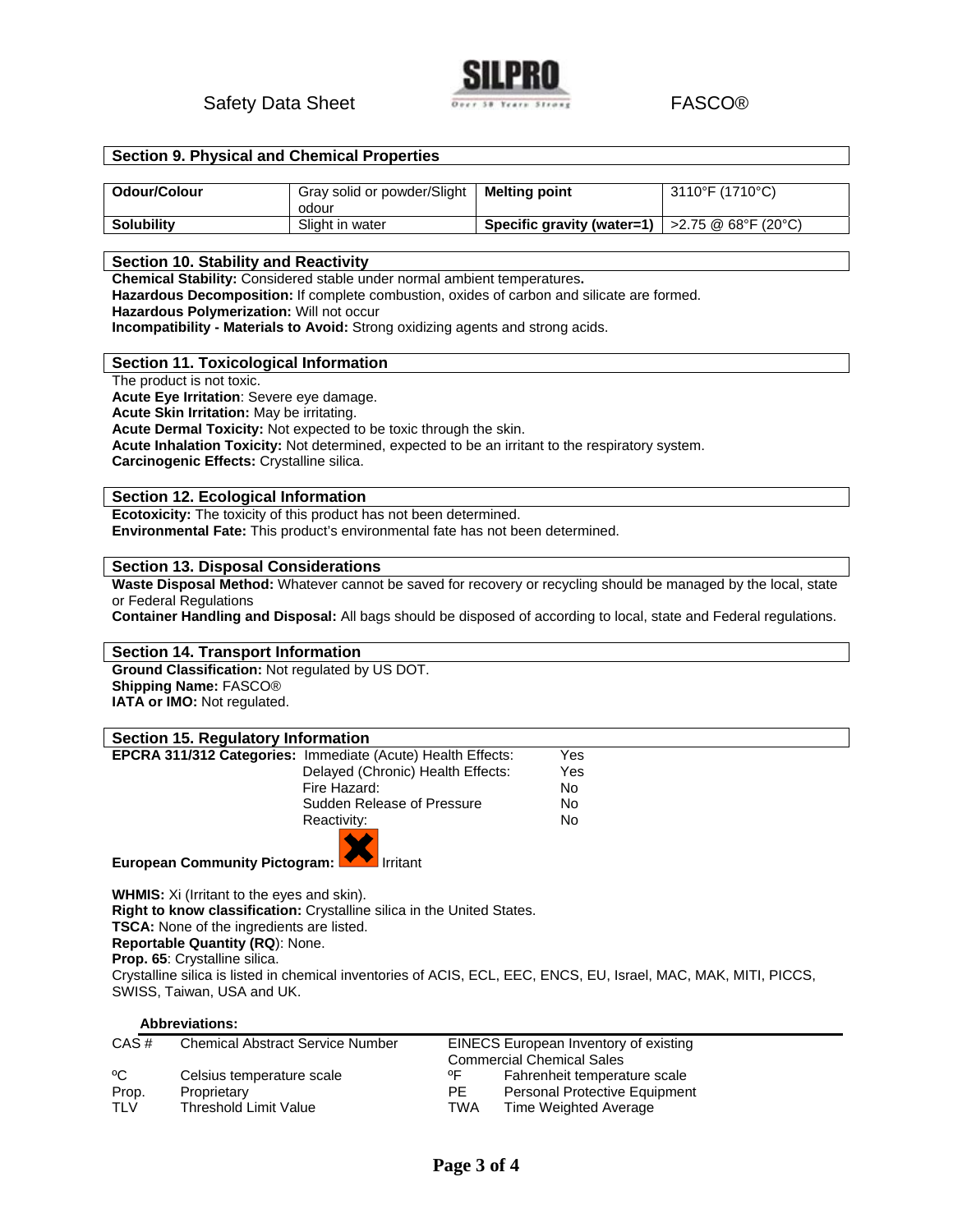## Section 9. Physical and Chemical Properties

| | | | |
|---|---|---|---|
| **Odour/Colour** | Gray solid or powder/Slight odour | **Melting point** | 3110°F (1710°C) |
| **Solubility** | Slight in water | **Specific gravity (water=1)** | >2.75 @ 68°F (20°C) |

## Section 10. Stability and Reactivity

**Chemical Stability:** Considered stable under normal ambient temperatures**.**
**Hazardous Decomposition:** If complete combustion, oxides of carbon and silicate are formed.
**Hazardous Polymerization:** Will not occur
**Incompatibility - Materials to Avoid:** Strong oxidizing agents and strong acids.

## Section 11. Toxicological Information

The product is not toxic.
**Acute Eye Irritation**: Severe eye damage.
**Acute Skin Irritation:** May be irritating.
**Acute Dermal Toxicity:** Not expected to be toxic through the skin.
**Acute Inhalation Toxicity:** Not determined, expected to be an irritant to the respiratory system.
**Carcinogenic Effects:** Crystalline silica.

## Section 12. Ecological Information

**Ecotoxicity:** The toxicity of this product has not been determined.
**Environmental Fate:** This product's environmental fate has not been determined.

## Section 13. Disposal Considerations

**Waste Disposal Method:** Whatever cannot be saved for recovery or recycling should be managed by the local, state or Federal Regulations
**Container Handling and Disposal:** All bags should be disposed of according to local, state and Federal regulations.

## Section 14. Transport Information

**Ground Classification:** Not regulated by US DOT.
**Shipping Name:** FASCO®
**IATA or IMO:** Not regulated.

## Section 15. Regulatory Information

**EPCRA 311/312 Categories:**

| | |
|---|---|
| Immediate (Acute) Health Effects: | Yes |
| Delayed (Chronic) Health Effects: | Yes |
| Fire Hazard: | No |
| Sudden Release of Pressure | No |
| Reactivity: | No |

**European Community Pictogram:** Irritant

**WHMIS:** Xi (Irritant to the eyes and skin).
**Right to know classification:** Crystalline silica in the United States.
**TSCA:** None of the ingredients are listed.
**Reportable Quantity (RQ)**: None.
**Prop. 65**: Crystalline silica.
Crystalline silica is listed in chemical inventories of ACIS, ECL, EEC, ENCS, EU, Israel, MAC, MAK, MITI, PICCS, SWISS, Taiwan, USA and UK.

**Abbreviations:**

| | | | |
|---|---|---|---|
| CAS # | Chemical Abstract Service Number | EINECS | European Inventory of existing Commercial Chemical Sales |
| ºC | Celsius temperature scale | ºF | Fahrenheit temperature scale |
| Prop. | Proprietary | PE | Personal Protective Equipment |
| TLV | Threshold Limit Value | TWA | Time Weighted Average |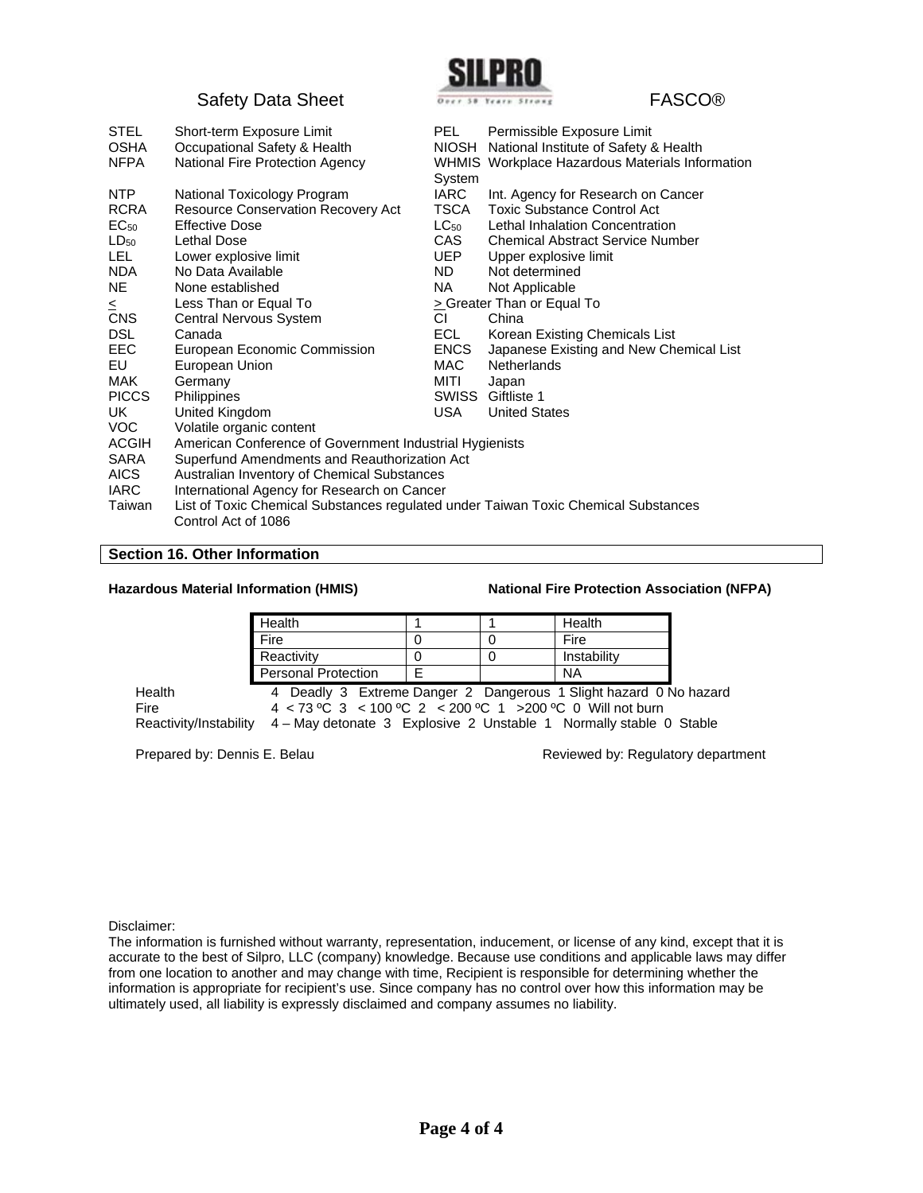| | | | |
|---|---|---|---|
| STEL | Short-term Exposure Limit | PEL | Permissible Exposure Limit |
| OSHA | Occupational Safety & Health | NIOSH | National Institute of Safety & Health |
| NFPA | National Fire Protection Agency | WHMIS System | Workplace Hazardous Materials Information |
| NTP | National Toxicology Program | IARC | Int. Agency for Research on Cancer |
| RCRA | Resource Conservation Recovery Act | TSCA | Toxic Substance Control Act |
| $EC_{50}$ | Effective Dose | $LC_{50}$ | Lethal Inhalation Concentration |
| $LD_{50}$ | Lethal Dose | CAS | Chemical Abstract Service Number |
| LEL | Lower explosive limit | UEP | Upper explosive limit |
| NDA | No Data Available | ND | Not determined |
| NE | None established | NA | Not Applicable |
| $\leq$ | Less Than or Equal To | $\geq$ | Greater Than or Equal To |
| CNS | Central Nervous System | CI | China |
| DSL | Canada | ECL | Korean Existing Chemicals List |
| EEC | European Economic Commission | ENCS | Japanese Existing and New Chemical List |
| EU | European Union | MAC | Netherlands |
| MAK | Germany | MITI | Japan |
| PICCS | Philippines | SWISS | Giftliste 1 |
| UK | United Kingdom | USA | United States |
| VOC | Volatile organic content | | |
| ACGIH | American Conference of Government Industrial Hygienists | | |
| SARA | Superfund Amendments and Reauthorization Act | | |
| AICS | Australian Inventory of Chemical Substances | | |
| IARC | International Agency for Research on Cancer | | |
| Taiwan | List of Toxic Chemical Substances regulated under Taiwan Toxic Chemical Substances Control Act of 1086 | | |

## Section 16. Other Information

**Hazardous Material Information (HMIS)** | **National Fire Protection Association (NFPA)**

| | | | |
|---|---|---|---|
| Health | 1 | 1 | Health |
| Fire | 0 | 0 | Fire |
| Reactivity | 0 | 0 | Instability |
| Personal Protection | E | | NA |

Health 4 Deadly 3 Extreme Danger 2 Dangerous 1 Slight hazard 0 No hazard

Fire 4 < 73 ºC 3 < 100 ºC 2 < 200 ºC 1 >200 ºC 0 Will not burn

Reactivity/Instability 4 – May detonate 3 Explosive 2 Unstable 1 Normally stable 0 Stable

Prepared by: Dennis E. Belau

Reviewed by: Regulatory department

Disclaimer:

The information is furnished without warranty, representation, inducement, or license of any kind, except that it is accurate to the best of Silpro, LLC (company) knowledge. Because use conditions and applicable laws may differ from one location to another and may change with time, Recipient is responsible for determining whether the information is appropriate for recipient's use. Since company has no control over how this information may be ultimately used, all liability is expressly disclaimed and company assumes no liability.